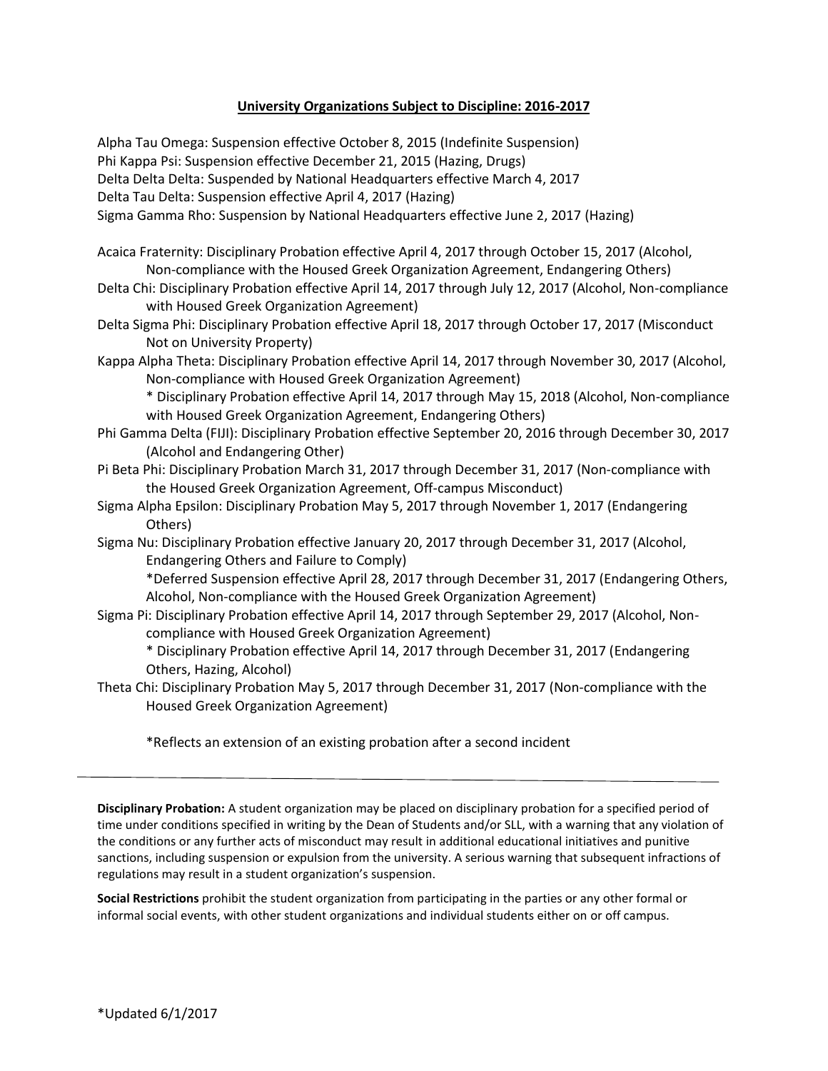# University Organizations Subject to Discipline: 2016-2017

Alpha Tau Omega: Suspension effective October 8, 2015 (Indefinite Suspension)
Phi Kappa Psi: Suspension effective December 21, 2015 (Hazing, Drugs)
Delta Delta Delta: Suspended by National Headquarters effective March 4, 2017
Delta Tau Delta: Suspension effective April 4, 2017 (Hazing)
Sigma Gamma Rho: Suspension by National Headquarters effective June 2, 2017 (Hazing)

Acaica Fraternity: Disciplinary Probation effective April 4, 2017 through October 15, 2017 (Alcohol, Non-compliance with the Housed Greek Organization Agreement, Endangering Others)

Delta Chi: Disciplinary Probation effective April 14, 2017 through July 12, 2017 (Alcohol, Non-compliance with Housed Greek Organization Agreement)

Delta Sigma Phi: Disciplinary Probation effective April 18, 2017 through October 17, 2017 (Misconduct Not on University Property)

Kappa Alpha Theta: Disciplinary Probation effective April 14, 2017 through November 30, 2017 (Alcohol, Non-compliance with Housed Greek Organization Agreement)
* Disciplinary Probation effective April 14, 2017 through May 15, 2018 (Alcohol, Non-compliance with Housed Greek Organization Agreement, Endangering Others)

Phi Gamma Delta (FIJI): Disciplinary Probation effective September 20, 2016 through December 30, 2017 (Alcohol and Endangering Other)

Pi Beta Phi: Disciplinary Probation March 31, 2017 through December 31, 2017 (Non-compliance with the Housed Greek Organization Agreement, Off-campus Misconduct)

Sigma Alpha Epsilon: Disciplinary Probation May 5, 2017 through November 1, 2017 (Endangering Others)

Sigma Nu: Disciplinary Probation effective January 20, 2017 through December 31, 2017 (Alcohol, Endangering Others and Failure to Comply)
*Deferred Suspension effective April 28, 2017 through December 31, 2017 (Endangering Others, Alcohol, Non-compliance with the Housed Greek Organization Agreement)

Sigma Pi: Disciplinary Probation effective April 14, 2017 through September 29, 2017 (Alcohol, Non-compliance with Housed Greek Organization Agreement)
* Disciplinary Probation effective April 14, 2017 through December 31, 2017 (Endangering Others, Hazing, Alcohol)

Theta Chi: Disciplinary Probation May 5, 2017 through December 31, 2017 (Non-compliance with the Housed Greek Organization Agreement)

*Reflects an extension of an existing probation after a second incident

---

**Disciplinary Probation:** A student organization may be placed on disciplinary probation for a specified period of time under conditions specified in writing by the Dean of Students and/or SLL, with a warning that any violation of the conditions or any further acts of misconduct may result in additional educational initiatives and punitive sanctions, including suspension or expulsion from the university. A serious warning that subsequent infractions of regulations may result in a student organization's suspension.

**Social Restrictions** prohibit the student organization from participating in the parties or any other formal or informal social events, with other student organizations and individual students either on or off campus.

*Updated 6/1/2017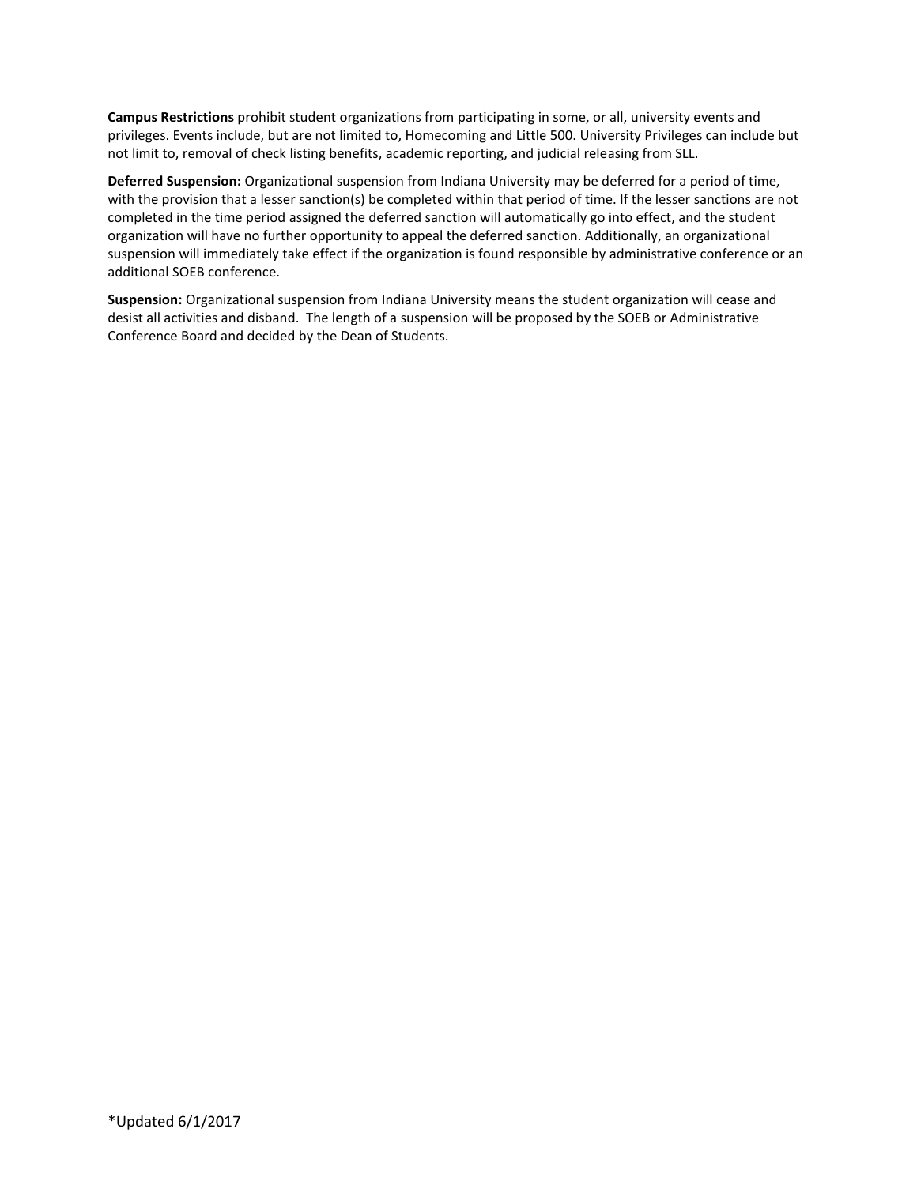**Campus Restrictions** prohibit student organizations from participating in some, or all, university events and privileges. Events include, but are not limited to, Homecoming and Little 500. University Privileges can include but not limit to, removal of check listing benefits, academic reporting, and judicial releasing from SLL.

**Deferred Suspension:** Organizational suspension from Indiana University may be deferred for a period of time, with the provision that a lesser sanction(s) be completed within that period of time. If the lesser sanctions are not completed in the time period assigned the deferred sanction will automatically go into effect, and the student organization will have no further opportunity to appeal the deferred sanction. Additionally, an organizational suspension will immediately take effect if the organization is found responsible by administrative conference or an additional SOEB conference.

**Suspension:** Organizational suspension from Indiana University means the student organization will cease and desist all activities and disband. The length of a suspension will be proposed by the SOEB or Administrative Conference Board and decided by the Dean of Students.

*Updated 6/1/2017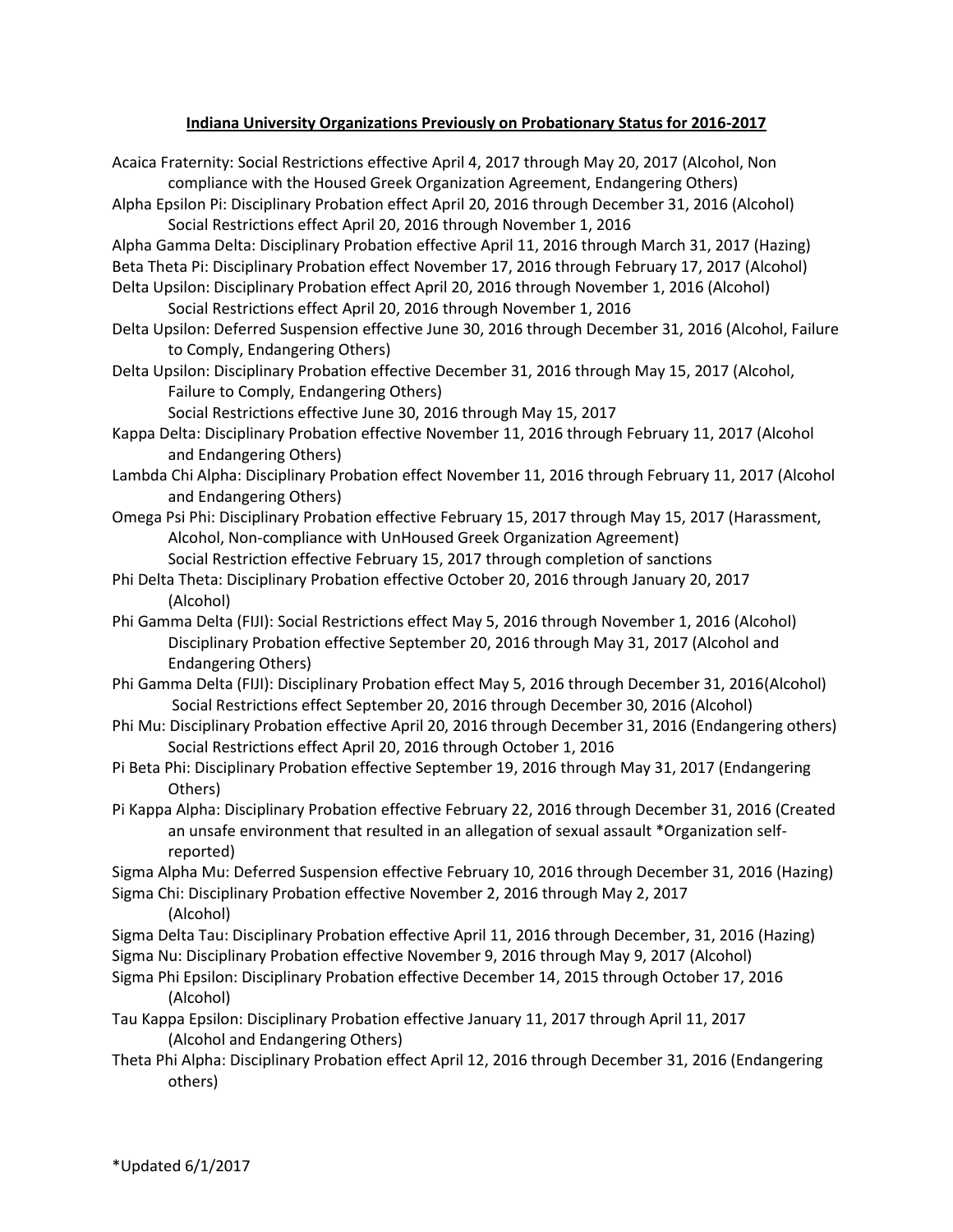**Indiana University Organizations Previously on Probationary Status for 2016-2017**

Acaica Fraternity: Social Restrictions effective April 4, 2017 through May 20, 2017 (Alcohol, Non compliance with the Housed Greek Organization Agreement, Endangering Others)

Alpha Epsilon Pi: Disciplinary Probation effect April 20, 2016 through December 31, 2016 (Alcohol)
Social Restrictions effect April 20, 2016 through November 1, 2016

Alpha Gamma Delta: Disciplinary Probation effective April 11, 2016 through March 31, 2017 (Hazing)

Beta Theta Pi: Disciplinary Probation effect November 17, 2016 through February 17, 2017 (Alcohol)

Delta Upsilon: Disciplinary Probation effect April 20, 2016 through November 1, 2016 (Alcohol)
Social Restrictions effect April 20, 2016 through November 1, 2016

Delta Upsilon: Deferred Suspension effective June 30, 2016 through December 31, 2016 (Alcohol, Failure to Comply, Endangering Others)

Delta Upsilon: Disciplinary Probation effective December 31, 2016 through May 15, 2017 (Alcohol, Failure to Comply, Endangering Others)
Social Restrictions effective June 30, 2016 through May 15, 2017

Kappa Delta: Disciplinary Probation effective November 11, 2016 through February 11, 2017 (Alcohol and Endangering Others)

Lambda Chi Alpha: Disciplinary Probation effect November 11, 2016 through February 11, 2017 (Alcohol and Endangering Others)

Omega Psi Phi: Disciplinary Probation effective February 15, 2017 through May 15, 2017 (Harassment, Alcohol, Non-compliance with UnHoused Greek Organization Agreement)
Social Restriction effective February 15, 2017 through completion of sanctions

Phi Delta Theta: Disciplinary Probation effective October 20, 2016 through January 20, 2017 (Alcohol)

Phi Gamma Delta (FIJI): Social Restrictions effect May 5, 2016 through November 1, 2016 (Alcohol)
Disciplinary Probation effective September 20, 2016 through May 31, 2017 (Alcohol and Endangering Others)

Phi Gamma Delta (FIJI): Disciplinary Probation effect May 5, 2016 through December 31, 2016(Alcohol)
Social Restrictions effect September 20, 2016 through December 30, 2016 (Alcohol)

Phi Mu: Disciplinary Probation effective April 20, 2016 through December 31, 2016 (Endangering others)
Social Restrictions effect April 20, 2016 through October 1, 2016

Pi Beta Phi: Disciplinary Probation effective September 19, 2016 through May 31, 2017 (Endangering Others)

Pi Kappa Alpha: Disciplinary Probation effective February 22, 2016 through December 31, 2016 (Created an unsafe environment that resulted in an allegation of sexual assault *Organization self-reported)

Sigma Alpha Mu: Deferred Suspension effective February 10, 2016 through December 31, 2016 (Hazing)

Sigma Chi: Disciplinary Probation effective November 2, 2016 through May 2, 2017 (Alcohol)

Sigma Delta Tau: Disciplinary Probation effective April 11, 2016 through December, 31, 2016 (Hazing)

Sigma Nu: Disciplinary Probation effective November 9, 2016 through May 9, 2017 (Alcohol)

Sigma Phi Epsilon: Disciplinary Probation effective December 14, 2015 through October 17, 2016 (Alcohol)

Tau Kappa Epsilon: Disciplinary Probation effective January 11, 2017 through April 11, 2017 (Alcohol and Endangering Others)

Theta Phi Alpha: Disciplinary Probation effect April 12, 2016 through December 31, 2016 (Endangering others)

*Updated 6/1/2017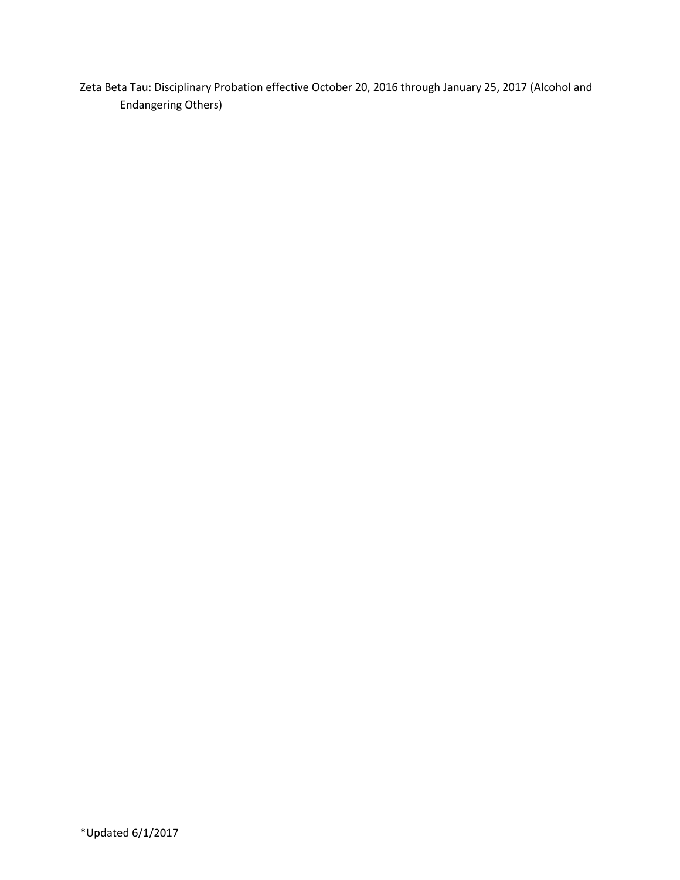Zeta Beta Tau: Disciplinary Probation effective October 20, 2016 through January 25, 2017 (Alcohol and Endangering Others)

*Updated 6/1/2017